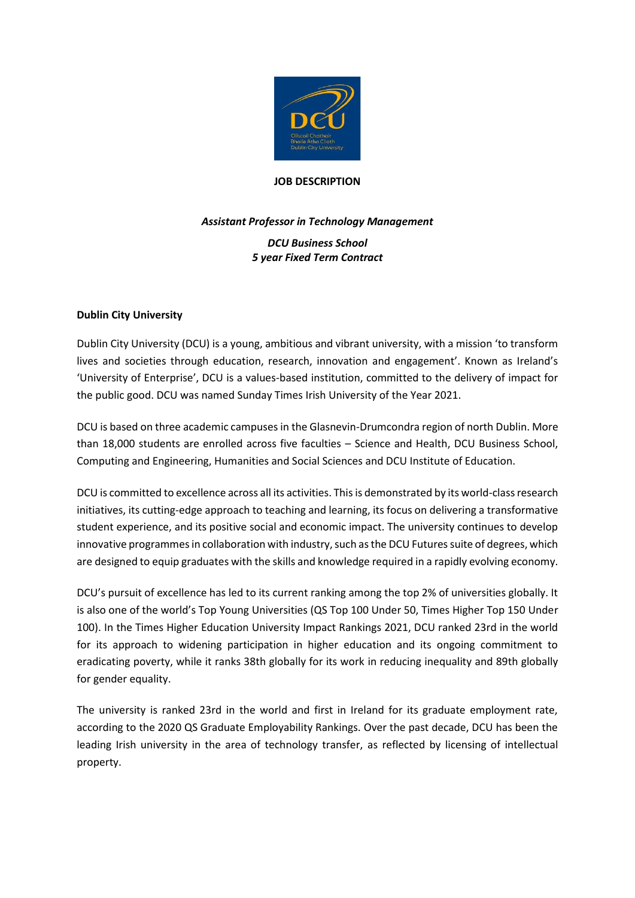# JOB DESCRIPTION

## *Assistant Professor in Technology Management*

***DCU Business School***
***5 year Fixed Term Contract***

**Dublin City University**

Dublin City University (DCU) is a young, ambitious and vibrant university, with a mission 'to transform lives and societies through education, research, innovation and engagement'. Known as Ireland's 'University of Enterprise', DCU is a values-based institution, committed to the delivery of impact for the public good. DCU was named Sunday Times Irish University of the Year 2021.

DCU is based on three academic campuses in the Glasnevin-Drumcondra region of north Dublin. More than 18,000 students are enrolled across five faculties – Science and Health, DCU Business School, Computing and Engineering, Humanities and Social Sciences and DCU Institute of Education.

DCU is committed to excellence across all its activities. This is demonstrated by its world-class research initiatives, its cutting-edge approach to teaching and learning, its focus on delivering a transformative student experience, and its positive social and economic impact. The university continues to develop innovative programmes in collaboration with industry, such as the DCU Futures suite of degrees, which are designed to equip graduates with the skills and knowledge required in a rapidly evolving economy.

DCU's pursuit of excellence has led to its current ranking among the top 2% of universities globally. It is also one of the world's Top Young Universities (QS Top 100 Under 50, Times Higher Top 150 Under 100). In the Times Higher Education University Impact Rankings 2021, DCU ranked 23rd in the world for its approach to widening participation in higher education and its ongoing commitment to eradicating poverty, while it ranks 38th globally for its work in reducing inequality and 89th globally for gender equality.

The university is ranked 23rd in the world and first in Ireland for its graduate employment rate, according to the 2020 QS Graduate Employability Rankings. Over the past decade, DCU has been the leading Irish university in the area of technology transfer, as reflected by licensing of intellectual property.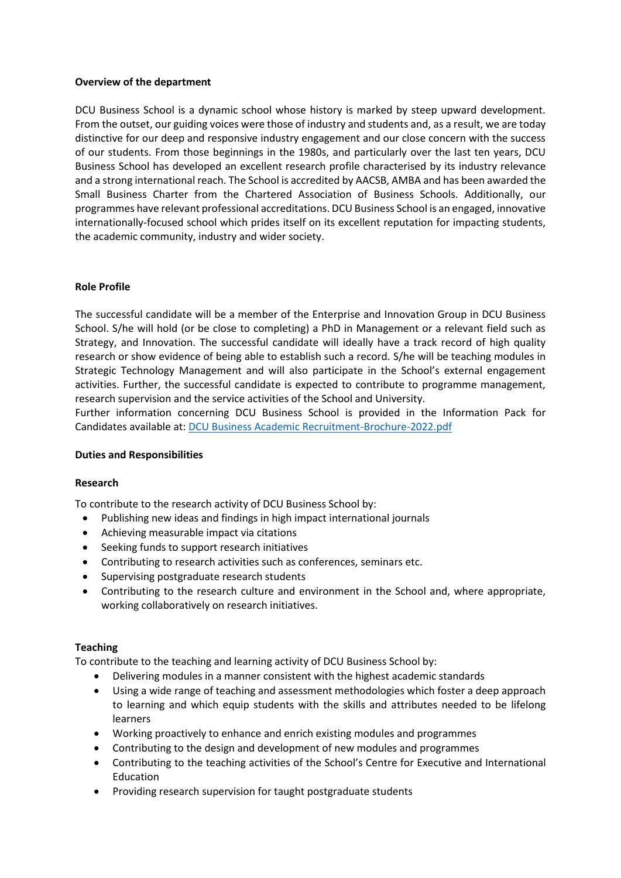**Overview of the department**

DCU Business School is a dynamic school whose history is marked by steep upward development. From the outset, our guiding voices were those of industry and students and, as a result, we are today distinctive for our deep and responsive industry engagement and our close concern with the success of our students. From those beginnings in the 1980s, and particularly over the last ten years, DCU Business School has developed an excellent research profile characterised by its industry relevance and a strong international reach. The School is accredited by AACSB, AMBA and has been awarded the Small Business Charter from the Chartered Association of Business Schools. Additionally, our programmes have relevant professional accreditations. DCU Business School is an engaged, innovative internationally-focused school which prides itself on its excellent reputation for impacting students, the academic community, industry and wider society.

**Role Profile**

The successful candidate will be a member of the Enterprise and Innovation Group in DCU Business School. S/he will hold (or be close to completing) a PhD in Management or a relevant field such as Strategy, and Innovation. The successful candidate will ideally have a track record of high quality research or show evidence of being able to establish such a record. S/he will be teaching modules in Strategic Technology Management and will also participate in the School's external engagement activities. Further, the successful candidate is expected to contribute to programme management, research supervision and the service activities of the School and University.
Further information concerning DCU Business School is provided in the Information Pack for Candidates available at: [DCU Business Academic Recruitment-Brochure-2022.pdf]

**Duties and Responsibilities**

**Research**

To contribute to the research activity of DCU Business School by:

- Publishing new ideas and findings in high impact international journals
- Achieving measurable impact via citations
- Seeking funds to support research initiatives
- Contributing to research activities such as conferences, seminars etc.
- Supervising postgraduate research students
- Contributing to the research culture and environment in the School and, where appropriate, working collaboratively on research initiatives.

**Teaching**

To contribute to the teaching and learning activity of DCU Business School by:

- Delivering modules in a manner consistent with the highest academic standards
- Using a wide range of teaching and assessment methodologies which foster a deep approach to learning and which equip students with the skills and attributes needed to be lifelong learners
- Working proactively to enhance and enrich existing modules and programmes
- Contributing to the design and development of new modules and programmes
- Contributing to the teaching activities of the School's Centre for Executive and International Education
- Providing research supervision for taught postgraduate students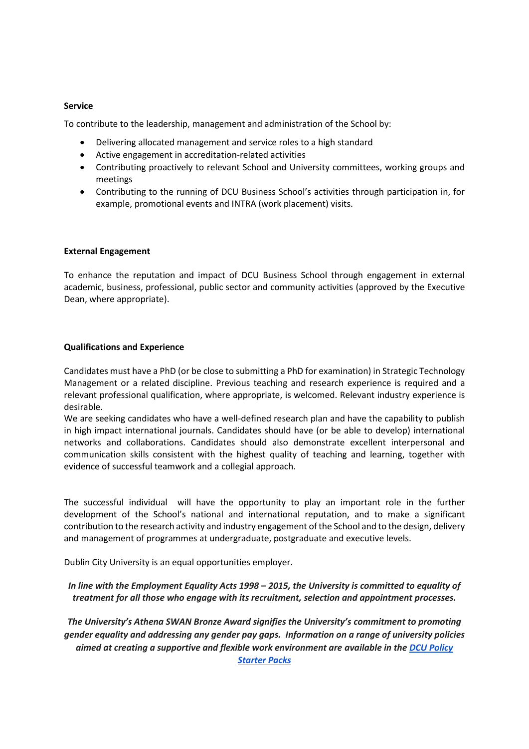**Service**

To contribute to the leadership, management and administration of the School by:

- Delivering allocated management and service roles to a high standard
- Active engagement in accreditation-related activities
- Contributing proactively to relevant School and University committees, working groups and meetings
- Contributing to the running of DCU Business School's activities through participation in, for example, promotional events and INTRA (work placement) visits.

**External Engagement**

To enhance the reputation and impact of DCU Business School through engagement in external academic, business, professional, public sector and community activities (approved by the Executive Dean, where appropriate).

**Qualifications and Experience**

Candidates must have a PhD (or be close to submitting a PhD for examination) in Strategic Technology Management or a related discipline. Previous teaching and research experience is required and a relevant professional qualification, where appropriate, is welcomed. Relevant industry experience is desirable.
We are seeking candidates who have a well-defined research plan and have the capability to publish in high impact international journals. Candidates should have (or be able to develop) international networks and collaborations. Candidates should also demonstrate excellent interpersonal and communication skills consistent with the highest quality of teaching and learning, together with evidence of successful teamwork and a collegial approach.

The successful individual will have the opportunity to play an important role in the further development of the School's national and international reputation, and to make a significant contribution to the research activity and industry engagement of the School and to the design, delivery and management of programmes at undergraduate, postgraduate and executive levels.

Dublin City University is an equal opportunities employer.

***In line with the Employment Equality Acts 1998 – 2015, the University is committed to equality of treatment for all those who engage with its recruitment, selection and appointment processes.***

***The University's Athena SWAN Bronze Award signifies the University's commitment to promoting gender equality and addressing any gender pay gaps. Information on a range of university policies aimed at creating a supportive and flexible work environment are available in the DCU Policy Starter Packs***